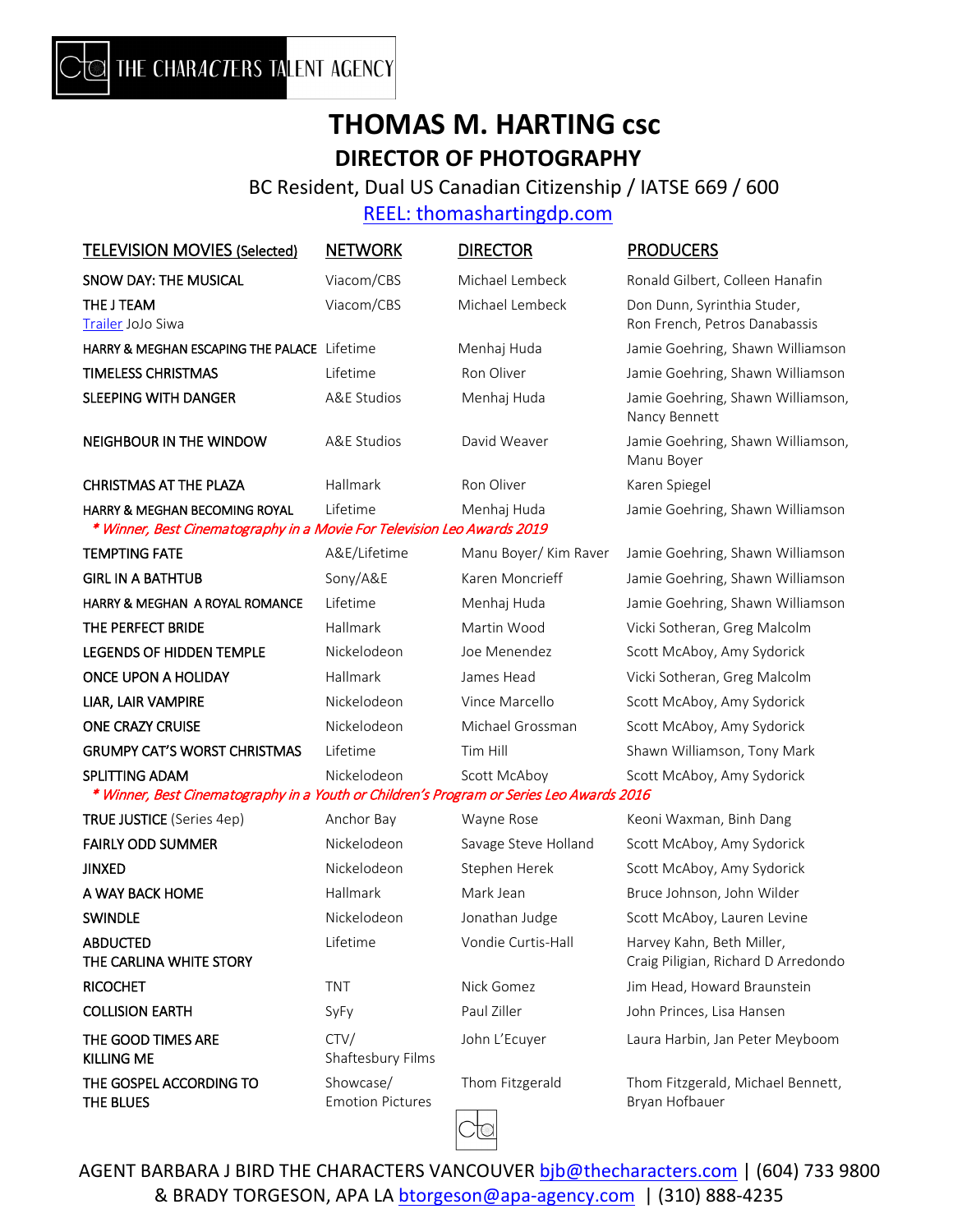THE CHARACTERS TALENT AGENCY

# THOMAS M. HARTING csc

## DIRECTOR OF PHOTOGRAPHY

BC Resident, Dual US Canadian Citizenship / IATSE 669 / 600

REEL: thomashartingdp.com

| TELEVISION MOVIES (Selected) | NETWORK | DIRECTOR | PRODUCERS |
|---|---|---|---|
| SNOW DAY: THE MUSICAL | Viacom/CBS | Michael Lembeck | Ronald Gilbert, Colleen Hanafin |
| THE J TEAM<br>Trailer JoJo Siwa | Viacom/CBS | Michael Lembeck | Don Dunn, Syrinthia Studer, Ron French, Petros Danabassis |
| HARRY & MEGHAN ESCAPING THE PALACE | Lifetime | Menhaj Huda | Jamie Goehring, Shawn Williamson |
| TIMELESS CHRISTMAS | Lifetime | Ron Oliver | Jamie Goehring, Shawn Williamson |
| SLEEPING WITH DANGER | A&E Studios | Menhaj Huda | Jamie Goehring, Shawn Williamson, Nancy Bennett |
| NEIGHBOUR IN THE WINDOW | A&E Studios | David Weaver | Jamie Goehring, Shawn Williamson, Manu Boyer |
| CHRISTMAS AT THE PLAZA | Hallmark | Ron Oliver | Karen Spiegel |
| HARRY & MEGHAN BECOMING ROYAL<br>*\* Winner, Best Cinematography in a Movie For Television Leo Awards 2019* | Lifetime | Menhaj Huda | Jamie Goehring, Shawn Williamson |
| TEMPTING FATE | A&E/Lifetime | Manu Boyer/ Kim Raver | Jamie Goehring, Shawn Williamson |
| GIRL IN A BATHTUB | Sony/A&E | Karen Moncrieff | Jamie Goehring, Shawn Williamson |
| HARRY & MEGHAN A ROYAL ROMANCE | Lifetime | Menhaj Huda | Jamie Goehring, Shawn Williamson |
| THE PERFECT BRIDE | Hallmark | Martin Wood | Vicki Sotheran, Greg Malcolm |
| LEGENDS OF HIDDEN TEMPLE | Nickelodeon | Joe Menendez | Scott McAboy, Amy Sydorick |
| ONCE UPON A HOLIDAY | Hallmark | James Head | Vicki Sotheran, Greg Malcolm |
| LIAR, LAIR VAMPIRE | Nickelodeon | Vince Marcello | Scott McAboy, Amy Sydorick |
| ONE CRAZY CRUISE | Nickelodeon | Michael Grossman | Scott McAboy, Amy Sydorick |
| GRUMPY CAT'S WORST CHRISTMAS | Lifetime | Tim Hill | Shawn Williamson, Tony Mark |
| SPLITTING ADAM<br>*\* Winner, Best Cinematography in a Youth or Children's Program or Series Leo Awards 2016* | Nickelodeon | Scott McAboy | Scott McAboy, Amy Sydorick |
| TRUE JUSTICE (Series 4ep) | Anchor Bay | Wayne Rose | Keoni Waxman, Binh Dang |
| FAIRLY ODD SUMMER | Nickelodeon | Savage Steve Holland | Scott McAboy, Amy Sydorick |
| JINXED | Nickelodeon | Stephen Herek | Scott McAboy, Amy Sydorick |
| A WAY BACK HOME | Hallmark | Mark Jean | Bruce Johnson, John Wilder |
| SWINDLE | Nickelodeon | Jonathan Judge | Scott McAboy, Lauren Levine |
| ABDUCTED THE CARLINA WHITE STORY | Lifetime | Vondie Curtis-Hall | Harvey Kahn, Beth Miller, Craig Piligian, Richard D Arredondo |
| RICOCHET | TNT | Nick Gomez | Jim Head, Howard Braunstein |
| COLLISION EARTH | SyFy | Paul Ziller | John Princes, Lisa Hansen |
| THE GOOD TIMES ARE KILLING ME | CTV/ Shaftesbury Films | John L'Ecuyer | Laura Harbin, Jan Peter Meyboom |
| THE GOSPEL ACCORDING TO THE BLUES | Showcase/ Emotion Pictures | Thom Fitzgerald | Thom Fitzgerald, Michael Bennett, Bryan Hofbauer |

AGENT BARBARA J BIRD THE CHARACTERS VANCOUVER bjb@thecharacters.com | (604) 733 9800
& BRADY TORGESON, APA LA btorgeson@apa-agency.com | (310) 888-4235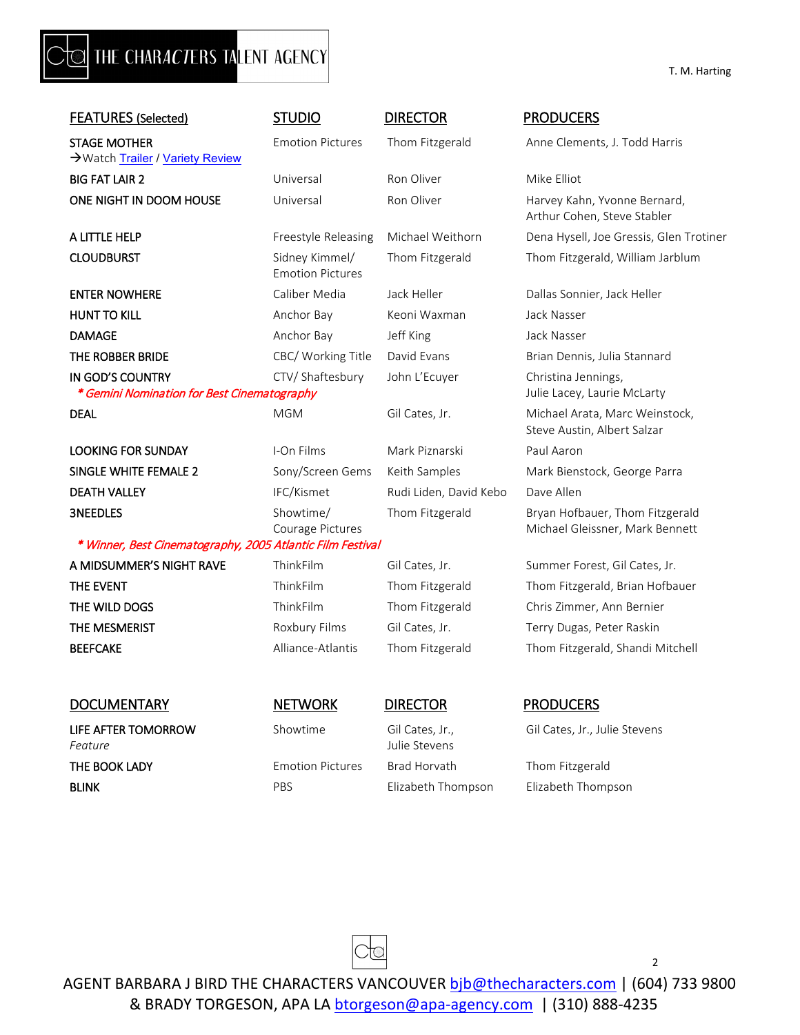| FEATURES (Selected) | STUDIO | DIRECTOR | PRODUCERS |
|---|---|---|---|
| STAGE MOTHER →Watch Trailer / Variety Review | Emotion Pictures | Thom Fitzgerald | Anne Clements, J. Todd Harris |
| BIG FAT LAIR 2 | Universal | Ron Oliver | Mike Elliot |
| ONE NIGHT IN DOOM HOUSE | Universal | Ron Oliver | Harvey Kahn, Yvonne Bernard, Arthur Cohen, Steve Stabler |
| A LITTLE HELP | Freestyle Releasing | Michael Weithorn | Dena Hysell, Joe Gressis, Glen Trotiner |
| CLOUDBURST | Sidney Kimmel/ Emotion Pictures | Thom Fitzgerald | Thom Fitzgerald, William Jarblum |
| ENTER NOWHERE | Caliber Media | Jack Heller | Dallas Sonnier, Jack Heller |
| HUNT TO KILL | Anchor Bay | Keoni Waxman | Jack Nasser |
| DAMAGE | Anchor Bay | Jeff King | Jack Nasser |
| THE ROBBER BRIDE | CBC/ Working Title | David Evans | Brian Dennis, Julia Stannard |
| IN GOD'S COUNTRY *\* Gemini Nomination for Best Cinematography* | CTV/ Shaftesbury | John L'Ecuyer | Christina Jennings, Julie Lacey, Laurie McLarty |
| DEAL | MGM | Gil Cates, Jr. | Michael Arata, Marc Weinstock, Steve Austin, Albert Salzar |
| LOOKING FOR SUNDAY | I-On Films | Mark Piznarski | Paul Aaron |
| SINGLE WHITE FEMALE 2 | Sony/Screen Gems | Keith Samples | Mark Bienstock, George Parra |
| DEATH VALLEY | IFC/Kismet | Rudi Liden, David Kebo | Dave Allen |
| 3NEEDLES *\* Winner, Best Cinematography, 2005 Atlantic Film Festival* | Showtime/ Courage Pictures | Thom Fitzgerald | Bryan Hofbauer, Thom Fitzgerald Michael Gleissner, Mark Bennett |
| A MIDSUMMER'S NIGHT RAVE | ThinkFilm | Gil Cates, Jr. | Summer Forest, Gil Cates, Jr. |
| THE EVENT | ThinkFilm | Thom Fitzgerald | Thom Fitzgerald, Brian Hofbauer |
| THE WILD DOGS | ThinkFilm | Thom Fitzgerald | Chris Zimmer, Ann Bernier |
| THE MESMERIST | Roxbury Films | Gil Cates, Jr. | Terry Dugas, Peter Raskin |
| BEEFCAKE | Alliance-Atlantis | Thom Fitzgerald | Thom Fitzgerald, Shandi Mitchell |

| DOCUMENTARY | NETWORK | DIRECTOR | PRODUCERS |
|---|---|---|---|
| LIFE AFTER TOMORROW *Feature* | Showtime | Gil Cates, Jr., Julie Stevens | Gil Cates, Jr., Julie Stevens |
| THE BOOK LADY | Emotion Pictures | Brad Horvath | Thom Fitzgerald |
| BLINK | PBS | Elizabeth Thompson | Elizabeth Thompson |

AGENT BARBARA J BIRD THE CHARACTERS VANCOUVER bjb@thecharacters.com | (604) 733 9800
& BRADY TORGESON, APA LA btorgeson@apa-agency.com | (310) 888-4235